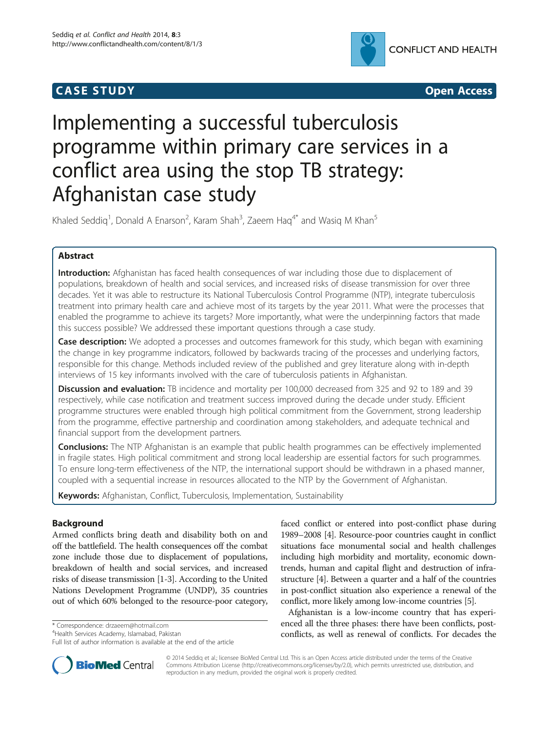CASE STUDY **Open Access**

# Implementing a successful tuberculosis programme within primary care services in a conflict area using the stop TB strategy: Afghanistan case study

Khaled Seddiq[1], Donald A Enarson[2], Karam Shah[3], Zaeem Haq[4*] and Wasiq M Khan[5]

## Abstract

**Introduction:** Afghanistan has faced health consequences of war including those due to displacement of populations, breakdown of health and social services, and increased risks of disease transmission for over three decades. Yet it was able to restructure its National Tuberculosis Control Programme (NTP), integrate tuberculosis treatment into primary health care and achieve most of its targets by the year 2011. What were the processes that enabled the programme to achieve its targets? More importantly, what were the underpinning factors that made this success possible? We addressed these important questions through a case study.

**Case description:** We adopted a processes and outcomes framework for this study, which began with examining the change in key programme indicators, followed by backwards tracing of the processes and underlying factors, responsible for this change. Methods included review of the published and grey literature along with in-depth interviews of 15 key informants involved with the care of tuberculosis patients in Afghanistan.

**Discussion and evaluation:** TB incidence and mortality per 100,000 decreased from 325 and 92 to 189 and 39 respectively, while case notification and treatment success improved during the decade under study. Efficient programme structures were enabled through high political commitment from the Government, strong leadership from the programme, effective partnership and coordination among stakeholders, and adequate technical and financial support from the development partners.

**Conclusions:** The NTP Afghanistan is an example that public health programmes can be effectively implemented in fragile states. High political commitment and strong local leadership are essential factors for such programmes. To ensure long-term effectiveness of the NTP, the international support should be withdrawn in a phased manner, coupled with a sequential increase in resources allocated to the NTP by the Government of Afghanistan.

**Keywords:** Afghanistan, Conflict, Tuberculosis, Implementation, Sustainability

## Background

Armed conflicts bring death and disability both on and off the battlefield. The health consequences off the combat zone include those due to displacement of populations, breakdown of health and social services, and increased risks of disease transmission [1-3]. According to the United Nations Development Programme (UNDP), 35 countries out of which 60% belonged to the resource-poor category, faced conflict or entered into post-conflict phase during 1989–2008 [4]. Resource-poor countries caught in conflict situations face monumental social and health challenges including high morbidity and mortality, economic downtrends, human and capital flight and destruction of infrastructure [4]. Between a quarter and a half of the countries in post-conflict situation also experience a renewal of the conflict, more likely among low-income countries [5].

Afghanistan is a low-income country that has experienced all the three phases: there have been conflicts, post-conflicts, as well as renewal of conflicts. For decades the

\* Correspondence: drzaeem@hotmail.com
[4]Health Services Academy, Islamabad, Pakistan
Full list of author information is available at the end of the article

© 2014 Seddiq et al.; licensee BioMed Central Ltd. This is an Open Access article distributed under the terms of the Creative Commons Attribution License (http://creativecommons.org/licenses/by/2.0), which permits unrestricted use, distribution, and reproduction in any medium, provided the original work is properly credited.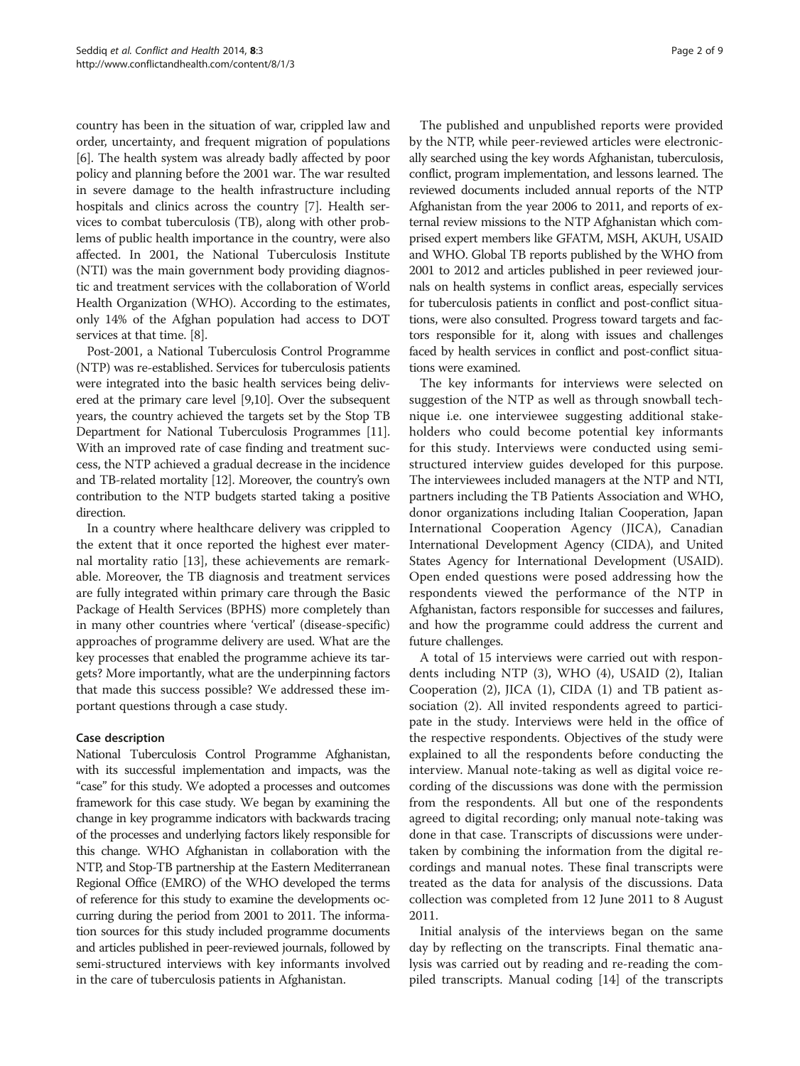country has been in the situation of war, crippled law and order, uncertainty, and frequent migration of populations [6]. The health system was already badly affected by poor policy and planning before the 2001 war. The war resulted in severe damage to the health infrastructure including hospitals and clinics across the country [7]. Health services to combat tuberculosis (TB), along with other problems of public health importance in the country, were also affected. In 2001, the National Tuberculosis Institute (NTI) was the main government body providing diagnostic and treatment services with the collaboration of World Health Organization (WHO). According to the estimates, only 14% of the Afghan population had access to DOT services at that time. [8].

Post-2001, a National Tuberculosis Control Programme (NTP) was re-established. Services for tuberculosis patients were integrated into the basic health services being delivered at the primary care level [9,10]. Over the subsequent years, the country achieved the targets set by the Stop TB Department for National Tuberculosis Programmes [11]. With an improved rate of case finding and treatment success, the NTP achieved a gradual decrease in the incidence and TB-related mortality [12]. Moreover, the country's own contribution to the NTP budgets started taking a positive direction.

In a country where healthcare delivery was crippled to the extent that it once reported the highest ever maternal mortality ratio [13], these achievements are remarkable. Moreover, the TB diagnosis and treatment services are fully integrated within primary care through the Basic Package of Health Services (BPHS) more completely than in many other countries where 'vertical' (disease-specific) approaches of programme delivery are used. What are the key processes that enabled the programme achieve its targets? More importantly, what are the underpinning factors that made this success possible? We addressed these important questions through a case study.

## Case description

National Tuberculosis Control Programme Afghanistan, with its successful implementation and impacts, was the "case" for this study. We adopted a processes and outcomes framework for this case study. We began by examining the change in key programme indicators with backwards tracing of the processes and underlying factors likely responsible for this change. WHO Afghanistan in collaboration with the NTP, and Stop-TB partnership at the Eastern Mediterranean Regional Office (EMRO) of the WHO developed the terms of reference for this study to examine the developments occurring during the period from 2001 to 2011. The information sources for this study included programme documents and articles published in peer-reviewed journals, followed by semi-structured interviews with key informants involved in the care of tuberculosis patients in Afghanistan.

The published and unpublished reports were provided by the NTP, while peer-reviewed articles were electronically searched using the key words Afghanistan, tuberculosis, conflict, program implementation, and lessons learned. The reviewed documents included annual reports of the NTP Afghanistan from the year 2006 to 2011, and reports of external review missions to the NTP Afghanistan which comprised expert members like GFATM, MSH, AKUH, USAID and WHO. Global TB reports published by the WHO from 2001 to 2012 and articles published in peer reviewed journals on health systems in conflict areas, especially services for tuberculosis patients in conflict and post-conflict situations, were also consulted. Progress toward targets and factors responsible for it, along with issues and challenges faced by health services in conflict and post-conflict situations were examined.

The key informants for interviews were selected on suggestion of the NTP as well as through snowball technique i.e. one interviewee suggesting additional stakeholders who could become potential key informants for this study. Interviews were conducted using semi-structured interview guides developed for this purpose. The interviewees included managers at the NTP and NTI, partners including the TB Patients Association and WHO, donor organizations including Italian Cooperation, Japan International Cooperation Agency (JICA), Canadian International Development Agency (CIDA), and United States Agency for International Development (USAID). Open ended questions were posed addressing how the respondents viewed the performance of the NTP in Afghanistan, factors responsible for successes and failures, and how the programme could address the current and future challenges.

A total of 15 interviews were carried out with respondents including NTP (3), WHO (4), USAID (2), Italian Cooperation (2), JICA (1), CIDA (1) and TB patient association (2). All invited respondents agreed to participate in the study. Interviews were held in the office of the respective respondents. Objectives of the study were explained to all the respondents before conducting the interview. Manual note-taking as well as digital voice recording of the discussions was done with the permission from the respondents. All but one of the respondents agreed to digital recording; only manual note-taking was done in that case. Transcripts of discussions were undertaken by combining the information from the digital recordings and manual notes. These final transcripts were treated as the data for analysis of the discussions. Data collection was completed from 12 June 2011 to 8 August 2011.

Initial analysis of the interviews began on the same day by reflecting on the transcripts. Final thematic analysis was carried out by reading and re-reading the compiled transcripts. Manual coding [14] of the transcripts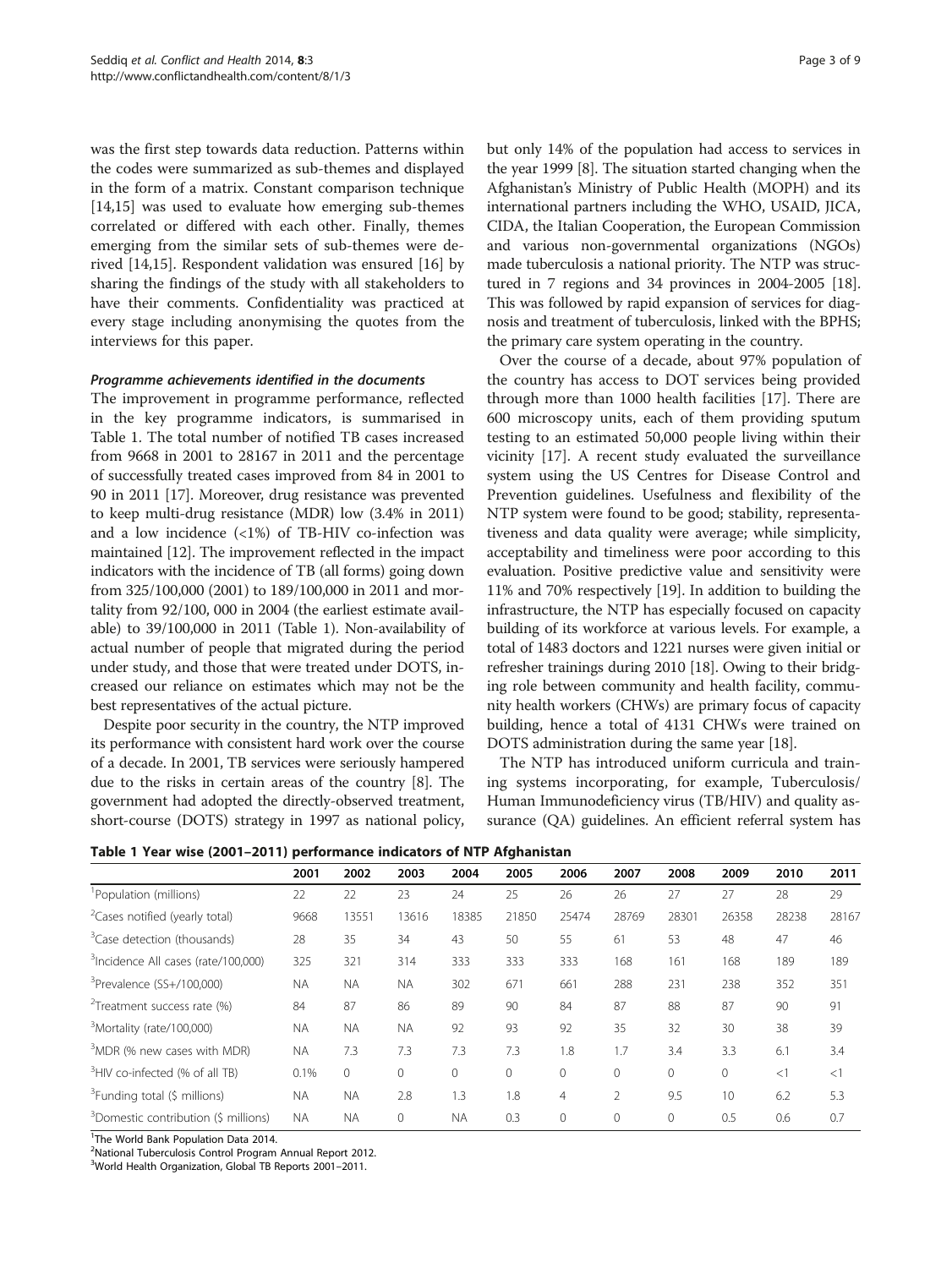was the first step towards data reduction. Patterns within the codes were summarized as sub-themes and displayed in the form of a matrix. Constant comparison technique [14,15] was used to evaluate how emerging sub-themes correlated or differed with each other. Finally, themes emerging from the similar sets of sub-themes were derived [14,15]. Respondent validation was ensured [16] by sharing the findings of the study with all stakeholders to have their comments. Confidentiality was practiced at every stage including anonymising the quotes from the interviews for this paper.

#### *Programme achievements identified in the documents*

The improvement in programme performance, reflected in the key programme indicators, is summarised in Table 1. The total number of notified TB cases increased from 9668 in 2001 to 28167 in 2011 and the percentage of successfully treated cases improved from 84 in 2001 to 90 in 2011 [17]. Moreover, drug resistance was prevented to keep multi-drug resistance (MDR) low (3.4% in 2011) and a low incidence (<1%) of TB-HIV co-infection was maintained [12]. The improvement reflected in the impact indicators with the incidence of TB (all forms) going down from 325/100,000 (2001) to 189/100,000 in 2011 and mortality from 92/100, 000 in 2004 (the earliest estimate available) to 39/100,000 in 2011 (Table 1). Non-availability of actual number of people that migrated during the period under study, and those that were treated under DOTS, increased our reliance on estimates which may not be the best representatives of the actual picture.

Despite poor security in the country, the NTP improved its performance with consistent hard work over the course of a decade. In 2001, TB services were seriously hampered due to the risks in certain areas of the country [8]. The government had adopted the directly-observed treatment, short-course (DOTS) strategy in 1997 as national policy, but only 14% of the population had access to services in the year 1999 [8]. The situation started changing when the Afghanistan's Ministry of Public Health (MOPH) and its international partners including the WHO, USAID, JICA, CIDA, the Italian Cooperation, the European Commission and various non-governmental organizations (NGOs) made tuberculosis a national priority. The NTP was structured in 7 regions and 34 provinces in 2004-2005 [18]. This was followed by rapid expansion of services for diagnosis and treatment of tuberculosis, linked with the BPHS; the primary care system operating in the country.

Over the course of a decade, about 97% population of the country has access to DOT services being provided through more than 1000 health facilities [17]. There are 600 microscopy units, each of them providing sputum testing to an estimated 50,000 people living within their vicinity [17]. A recent study evaluated the surveillance system using the US Centres for Disease Control and Prevention guidelines. Usefulness and flexibility of the NTP system were found to be good; stability, representativeness and data quality were average; while simplicity, acceptability and timeliness were poor according to this evaluation. Positive predictive value and sensitivity were 11% and 70% respectively [19]. In addition to building the infrastructure, the NTP has especially focused on capacity building of its workforce at various levels. For example, a total of 1483 doctors and 1221 nurses were given initial or refresher trainings during 2010 [18]. Owing to their bridging role between community and health facility, community health workers (CHWs) are primary focus of capacity building, hence a total of 4131 CHWs were trained on DOTS administration during the same year [18].

The NTP has introduced uniform curricula and training systems incorporating, for example, Tuberculosis/Human Immunodeficiency virus (TB/HIV) and quality assurance (QA) guidelines. An efficient referral system has

**Table 1 Year wise (2001–2011) performance indicators of NTP Afghanistan**

| | 2001 | 2002 | 2003 | 2004 | 2005 | 2006 | 2007 | 2008 | 2009 | 2010 | 2011 |
|---|---|---|---|---|---|---|---|---|---|---|---|
| [1]Population (millions) | 22 | 22 | 23 | 24 | 25 | 26 | 26 | 27 | 27 | 28 | 29 |
| [2]Cases notified (yearly total) | 9668 | 13551 | 13616 | 18385 | 21850 | 25474 | 28769 | 28301 | 26358 | 28238 | 28167 |
| [3]Case detection (thousands) | 28 | 35 | 34 | 43 | 50 | 55 | 61 | 53 | 48 | 47 | 46 |
| [3]Incidence All cases (rate/100,000) | 325 | 321 | 314 | 333 | 333 | 333 | 168 | 161 | 168 | 189 | 189 |
| [3]Prevalence (SS+/100,000) | NA | NA | NA | 302 | 671 | 661 | 288 | 231 | 238 | 352 | 351 |
| [2]Treatment success rate (%) | 84 | 87 | 86 | 89 | 90 | 84 | 87 | 88 | 87 | 90 | 91 |
| [3]Mortality (rate/100,000) | NA | NA | NA | 92 | 93 | 92 | 35 | 32 | 30 | 38 | 39 |
| [3]MDR (% new cases with MDR) | NA | 7.3 | 7.3 | 7.3 | 7.3 | 1.8 | 1.7 | 3.4 | 3.3 | 6.1 | 3.4 |
| [3]HIV co-infected (% of all TB) | 0.1% | 0 | 0 | 0 | 0 | 0 | 0 | 0 | 0 | <1 | <1 |
| [3]Funding total ($ millions) | NA | NA | 2.8 | 1.3 | 1.8 | 4 | 2 | 9.5 | 10 | 6.2 | 5.3 |
| [3]Domestic contribution ($ millions) | NA | NA | 0 | NA | 0.3 | 0 | 0 | 0 | 0.5 | 0.6 | 0.7 |

[1]The World Bank Population Data 2014.
[2]National Tuberculosis Control Program Annual Report 2012.
[3]World Health Organization, Global TB Reports 2001–2011.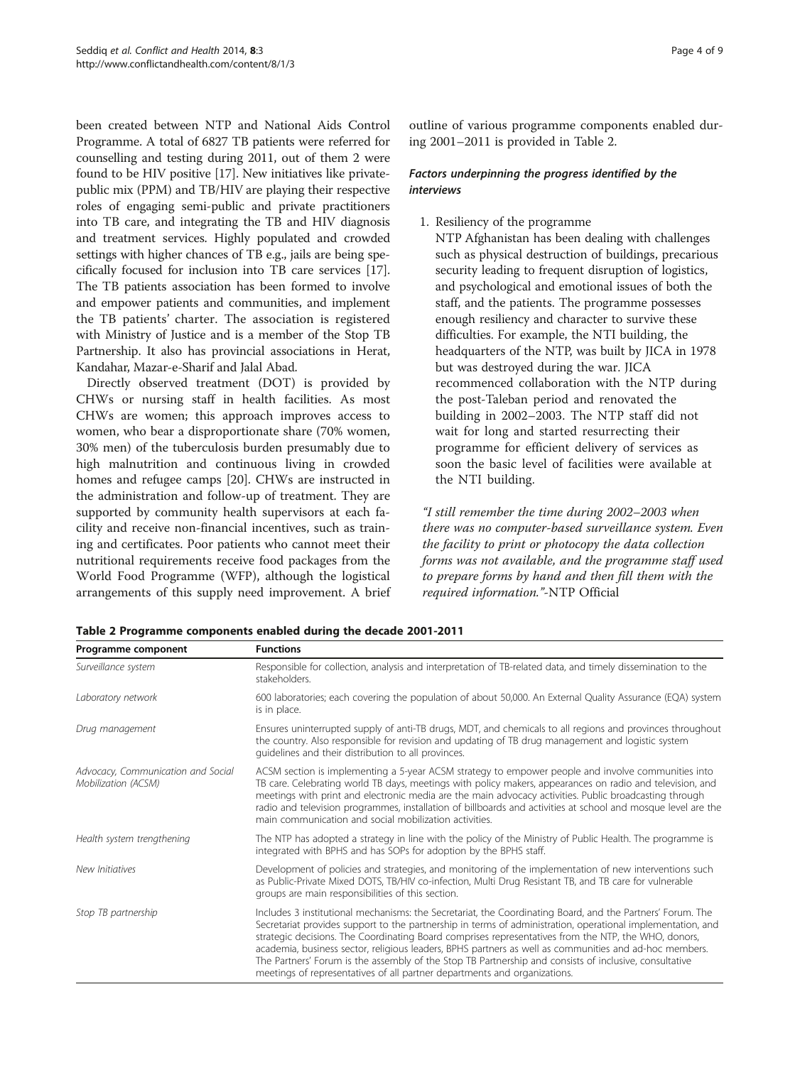been created between NTP and National Aids Control Programme. A total of 6827 TB patients were referred for counselling and testing during 2011, out of them 2 were found to be HIV positive [17]. New initiatives like private-public mix (PPM) and TB/HIV are playing their respective roles of engaging semi-public and private practitioners into TB care, and integrating the TB and HIV diagnosis and treatment services. Highly populated and crowded settings with higher chances of TB e.g., jails are being specifically focused for inclusion into TB care services [17]. The TB patients association has been formed to involve and empower patients and communities, and implement the TB patients' charter. The association is registered with Ministry of Justice and is a member of the Stop TB Partnership. It also has provincial associations in Herat, Kandahar, Mazar-e-Sharif and Jalal Abad.

Directly observed treatment (DOT) is provided by CHWs or nursing staff in health facilities. As most CHWs are women; this approach improves access to women, who bear a disproportionate share (70% women, 30% men) of the tuberculosis burden presumably due to high malnutrition and continuous living in crowded homes and refugee camps [20]. CHWs are instructed in the administration and follow-up of treatment. They are supported by community health supervisors at each facility and receive non-financial incentives, such as training and certificates. Poor patients who cannot meet their nutritional requirements receive food packages from the World Food Programme (WFP), although the logistical arrangements of this supply need improvement. A brief outline of various programme components enabled during 2001–2011 is provided in Table 2.

#### *Factors underpinning the progress identified by the interviews*

1. Resiliency of the programme

   NTP Afghanistan has been dealing with challenges such as physical destruction of buildings, precarious security leading to frequent disruption of logistics, and psychological and emotional issues of both the staff, and the patients. The programme possesses enough resiliency and character to survive these difficulties. For example, the NTI building, the headquarters of the NTP, was built by JICA in 1978 but was destroyed during the war. JICA recommenced collaboration with the NTP during the post-Taleban period and renovated the building in 2002–2003. The NTP staff did not wait for long and started resurrecting their programme for efficient delivery of services as soon the basic level of facilities were available at the NTI building.

*"I still remember the time during 2002–2003 when there was no computer-based surveillance system. Even the facility to print or photocopy the data collection forms was not available, and the programme staff used to prepare forms by hand and then fill them with the required information."*-NTP Official

**Table 2 Programme components enabled during the decade 2001-2011**

| Programme component | Functions |
|---|---|
| *Surveillance system* | Responsible for collection, analysis and interpretation of TB-related data, and timely dissemination to the stakeholders. |
| *Laboratory network* | 600 laboratories; each covering the population of about 50,000. An External Quality Assurance (EQA) system is in place. |
| *Drug management* | Ensures uninterrupted supply of anti-TB drugs, MDT, and chemicals to all regions and provinces throughout the country. Also responsible for revision and updating of TB drug management and logistic system guidelines and their distribution to all provinces. |
| *Advocacy, Communication and Social Mobilization (ACSM)* | ACSM section is implementing a 5-year ACSM strategy to empower people and involve communities into TB care. Celebrating world TB days, meetings with policy makers, appearances on radio and television, and meetings with print and electronic media are the main advocacy activities. Public broadcasting through radio and television programmes, installation of billboards and activities at school and mosque level are the main communication and social mobilization activities. |
| *Health system trengthening* | The NTP has adopted a strategy in line with the policy of the Ministry of Public Health. The programme is integrated with BPHS and has SOPs for adoption by the BPHS staff. |
| *New Initiatives* | Development of policies and strategies, and monitoring of the implementation of new interventions such as Public-Private Mixed DOTS, TB/HIV co-infection, Multi Drug Resistant TB, and TB care for vulnerable groups are main responsibilities of this section. |
| *Stop TB partnership* | Includes 3 institutional mechanisms: the Secretariat, the Coordinating Board, and the Partners' Forum. The Secretariat provides support to the partnership in terms of administration, operational implementation, and strategic decisions. The Coordinating Board comprises representatives from the NTP, the WHO, donors, academia, business sector, religious leaders, BPHS partners as well as communities and ad-hoc members. The Partners' Forum is the assembly of the Stop TB Partnership and consists of inclusive, consultative meetings of representatives of all partner departments and organizations. |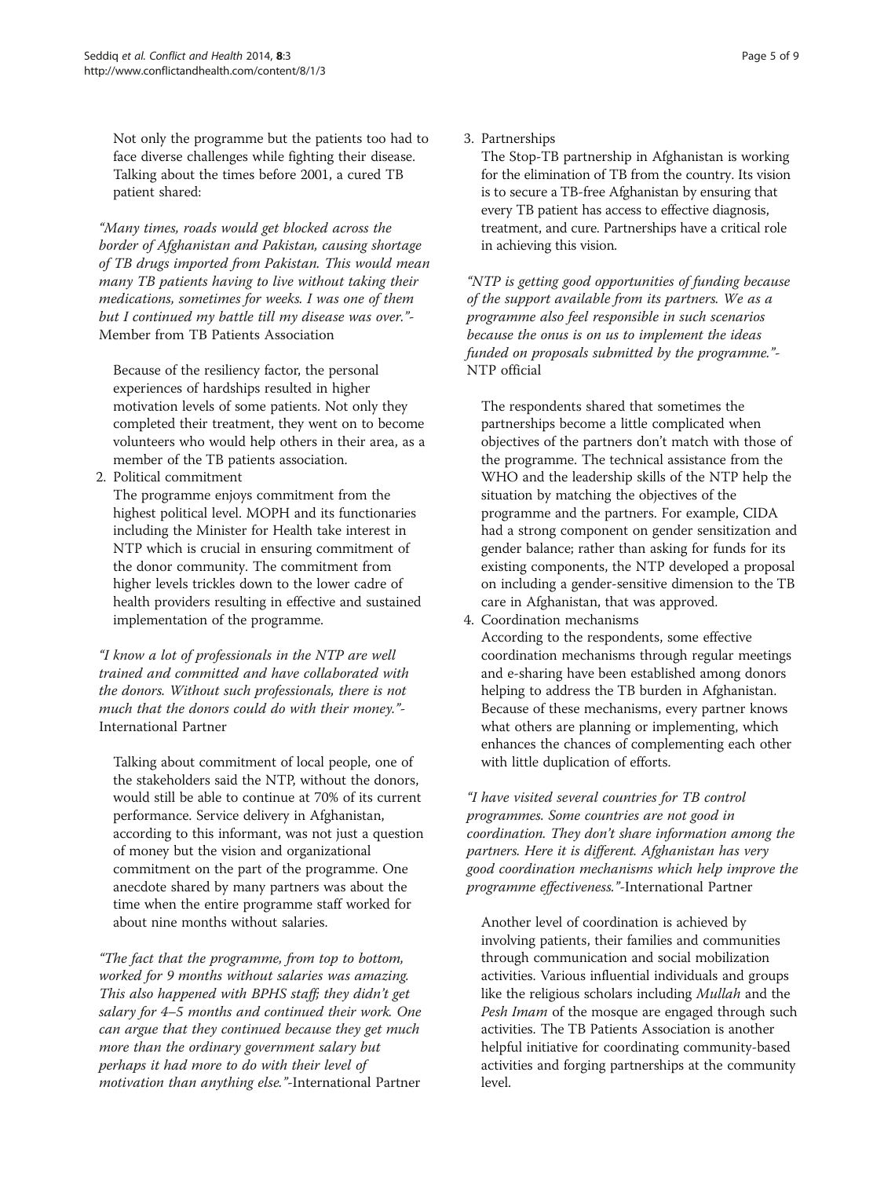Not only the programme but the patients too had to face diverse challenges while fighting their disease. Talking about the times before 2001, a cured TB patient shared:

*"Many times, roads would get blocked across the border of Afghanistan and Pakistan, causing shortage of TB drugs imported from Pakistan. This would mean many TB patients having to live without taking their medications, sometimes for weeks. I was one of them but I continued my battle till my disease was over."*- Member from TB Patients Association

Because of the resiliency factor, the personal experiences of hardships resulted in higher motivation levels of some patients. Not only they completed their treatment, they went on to become volunteers who would help others in their area, as a member of the TB patients association.

2. Political commitment

The programme enjoys commitment from the highest political level. MOPH and its functionaries including the Minister for Health take interest in NTP which is crucial in ensuring commitment of the donor community. The commitment from higher levels trickles down to the lower cadre of health providers resulting in effective and sustained implementation of the programme.

*"I know a lot of professionals in the NTP are well trained and committed and have collaborated with the donors. Without such professionals, there is not much that the donors could do with their money."*- International Partner

Talking about commitment of local people, one of the stakeholders said the NTP, without the donors, would still be able to continue at 70% of its current performance. Service delivery in Afghanistan, according to this informant, was not just a question of money but the vision and organizational commitment on the part of the programme. One anecdote shared by many partners was about the time when the entire programme staff worked for about nine months without salaries.

*"The fact that the programme, from top to bottom, worked for 9 months without salaries was amazing. This also happened with BPHS staff; they didn't get salary for 4–5 months and continued their work. One can argue that they continued because they get much more than the ordinary government salary but perhaps it had more to do with their level of motivation than anything else."*-International Partner

3. Partnerships

The Stop-TB partnership in Afghanistan is working for the elimination of TB from the country. Its vision is to secure a TB-free Afghanistan by ensuring that every TB patient has access to effective diagnosis, treatment, and cure. Partnerships have a critical role in achieving this vision.

*"NTP is getting good opportunities of funding because of the support available from its partners. We as a programme also feel responsible in such scenarios because the onus is on us to implement the ideas funded on proposals submitted by the programme."*- NTP official

The respondents shared that sometimes the partnerships become a little complicated when objectives of the partners don't match with those of the programme. The technical assistance from the WHO and the leadership skills of the NTP help the situation by matching the objectives of the programme and the partners. For example, CIDA had a strong component on gender sensitization and gender balance; rather than asking for funds for its existing components, the NTP developed a proposal on including a gender-sensitive dimension to the TB care in Afghanistan, that was approved.

4. Coordination mechanisms

According to the respondents, some effective coordination mechanisms through regular meetings and e-sharing have been established among donors helping to address the TB burden in Afghanistan. Because of these mechanisms, every partner knows what others are planning or implementing, which enhances the chances of complementing each other with little duplication of efforts.

*"I have visited several countries for TB control programmes. Some countries are not good in coordination. They don't share information among the partners. Here it is different. Afghanistan has very good coordination mechanisms which help improve the programme effectiveness."*-International Partner

Another level of coordination is achieved by involving patients, their families and communities through communication and social mobilization activities. Various influential individuals and groups like the religious scholars including *Mullah* and the *Pesh Imam* of the mosque are engaged through such activities. The TB Patients Association is another helpful initiative for coordinating community-based activities and forging partnerships at the community level.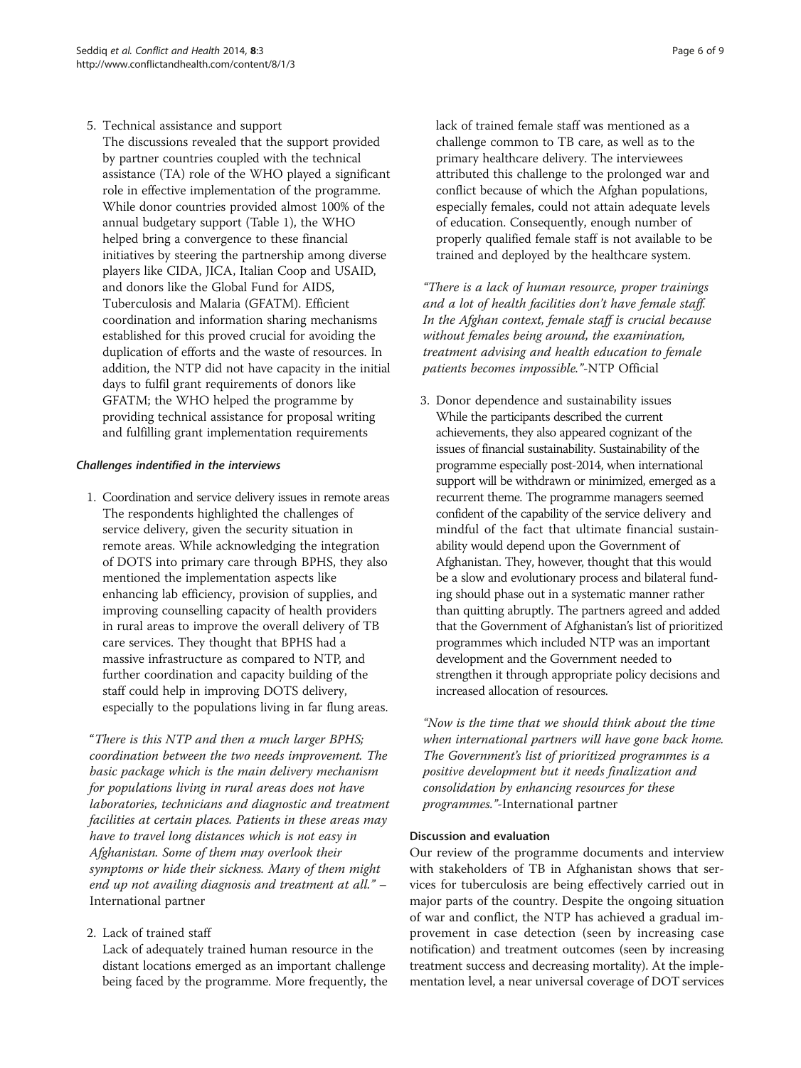5. Technical assistance and support

   The discussions revealed that the support provided by partner countries coupled with the technical assistance (TA) role of the WHO played a significant role in effective implementation of the programme. While donor countries provided almost 100% of the annual budgetary support (Table 1), the WHO helped bring a convergence to these financial initiatives by steering the partnership among diverse players like CIDA, JICA, Italian Coop and USAID, and donors like the Global Fund for AIDS, Tuberculosis and Malaria (GFATM). Efficient coordination and information sharing mechanisms established for this proved crucial for avoiding the duplication of efforts and the waste of resources. In addition, the NTP did not have capacity in the initial days to fulfil grant requirements of donors like GFATM; the WHO helped the programme by providing technical assistance for proposal writing and fulfilling grant implementation requirements

#### *Challenges indentified in the interviews*

1. Coordination and service delivery issues in remote areas

   The respondents highlighted the challenges of service delivery, given the security situation in remote areas. While acknowledging the integration of DOTS into primary care through BPHS, they also mentioned the implementation aspects like enhancing lab efficiency, provision of supplies, and improving counselling capacity of health providers in rural areas to improve the overall delivery of TB care services. They thought that BPHS had a massive infrastructure as compared to NTP, and further coordination and capacity building of the staff could help in improving DOTS delivery, especially to the populations living in far flung areas.

"*There is this NTP and then a much larger BPHS; coordination between the two needs improvement. The basic package which is the main delivery mechanism for populations living in rural areas does not have laboratories, technicians and diagnostic and treatment facilities at certain places. Patients in these areas may have to travel long distances which is not easy in Afghanistan. Some of them may overlook their symptoms or hide their sickness. Many of them might end up not availing diagnosis and treatment at all.*" – International partner

2. Lack of trained staff

   Lack of adequately trained human resource in the distant locations emerged as an important challenge being faced by the programme. More frequently, the lack of trained female staff was mentioned as a challenge common to TB care, as well as to the primary healthcare delivery. The interviewees attributed this challenge to the prolonged war and conflict because of which the Afghan populations, especially females, could not attain adequate levels of education. Consequently, enough number of properly qualified female staff is not available to be trained and deployed by the healthcare system.

*"There is a lack of human resource, proper trainings and a lot of health facilities don't have female staff. In the Afghan context, female staff is crucial because without females being around, the examination, treatment advising and health education to female patients becomes impossible."*-NTP Official

3. Donor dependence and sustainability issues

   While the participants described the current achievements, they also appeared cognizant of the issues of financial sustainability. Sustainability of the programme especially post-2014, when international support will be withdrawn or minimized, emerged as a recurrent theme. The programme managers seemed confident of the capability of the service delivery and mindful of the fact that ultimate financial sustainability would depend upon the Government of Afghanistan. They, however, thought that this would be a slow and evolutionary process and bilateral funding should phase out in a systematic manner rather than quitting abruptly. The partners agreed and added that the Government of Afghanistan's list of prioritized programmes which included NTP was an important development and the Government needed to strengthen it through appropriate policy decisions and increased allocation of resources.

*"Now is the time that we should think about the time when international partners will have gone back home. The Government's list of prioritized programmes is a positive development but it needs finalization and consolidation by enhancing resources for these programmes."*-International partner

### Discussion and evaluation

Our review of the programme documents and interview with stakeholders of TB in Afghanistan shows that services for tuberculosis are being effectively carried out in major parts of the country. Despite the ongoing situation of war and conflict, the NTP has achieved a gradual improvement in case detection (seen by increasing case notification) and treatment outcomes (seen by increasing treatment success and decreasing mortality). At the implementation level, a near universal coverage of DOT services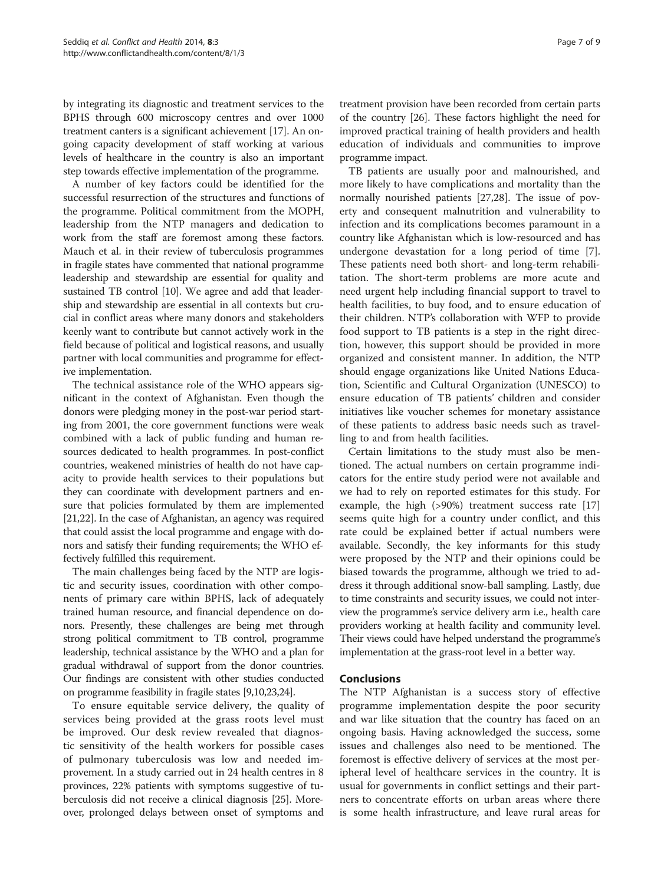by integrating its diagnostic and treatment services to the BPHS through 600 microscopy centres and over 1000 treatment canters is a significant achievement [17]. An ongoing capacity development of staff working at various levels of healthcare in the country is also an important step towards effective implementation of the programme.

A number of key factors could be identified for the successful resurrection of the structures and functions of the programme. Political commitment from the MOPH, leadership from the NTP managers and dedication to work from the staff are foremost among these factors. Mauch et al. in their review of tuberculosis programmes in fragile states have commented that national programme leadership and stewardship are essential for quality and sustained TB control [10]. We agree and add that leadership and stewardship are essential in all contexts but crucial in conflict areas where many donors and stakeholders keenly want to contribute but cannot actively work in the field because of political and logistical reasons, and usually partner with local communities and programme for effective implementation.

The technical assistance role of the WHO appears significant in the context of Afghanistan. Even though the donors were pledging money in the post-war period starting from 2001, the core government functions were weak combined with a lack of public funding and human resources dedicated to health programmes. In post-conflict countries, weakened ministries of health do not have capacity to provide health services to their populations but they can coordinate with development partners and ensure that policies formulated by them are implemented [21,22]. In the case of Afghanistan, an agency was required that could assist the local programme and engage with donors and satisfy their funding requirements; the WHO effectively fulfilled this requirement.

The main challenges being faced by the NTP are logistic and security issues, coordination with other components of primary care within BPHS, lack of adequately trained human resource, and financial dependence on donors. Presently, these challenges are being met through strong political commitment to TB control, programme leadership, technical assistance by the WHO and a plan for gradual withdrawal of support from the donor countries. Our findings are consistent with other studies conducted on programme feasibility in fragile states [9,10,23,24].

To ensure equitable service delivery, the quality of services being provided at the grass roots level must be improved. Our desk review revealed that diagnostic sensitivity of the health workers for possible cases of pulmonary tuberculosis was low and needed improvement. In a study carried out in 24 health centres in 8 provinces, 22% patients with symptoms suggestive of tuberculosis did not receive a clinical diagnosis [25]. Moreover, prolonged delays between onset of symptoms and treatment provision have been recorded from certain parts of the country [26]. These factors highlight the need for improved practical training of health providers and health education of individuals and communities to improve programme impact.

TB patients are usually poor and malnourished, and more likely to have complications and mortality than the normally nourished patients [27,28]. The issue of poverty and consequent malnutrition and vulnerability to infection and its complications becomes paramount in a country like Afghanistan which is low-resourced and has undergone devastation for a long period of time [7]. These patients need both short- and long-term rehabilitation. The short-term problems are more acute and need urgent help including financial support to travel to health facilities, to buy food, and to ensure education of their children. NTP's collaboration with WFP to provide food support to TB patients is a step in the right direction, however, this support should be provided in more organized and consistent manner. In addition, the NTP should engage organizations like United Nations Education, Scientific and Cultural Organization (UNESCO) to ensure education of TB patients' children and consider initiatives like voucher schemes for monetary assistance of these patients to address basic needs such as travelling to and from health facilities.

Certain limitations to the study must also be mentioned. The actual numbers on certain programme indicators for the entire study period were not available and we had to rely on reported estimates for this study. For example, the high (>90%) treatment success rate [17] seems quite high for a country under conflict, and this rate could be explained better if actual numbers were available. Secondly, the key informants for this study were proposed by the NTP and their opinions could be biased towards the programme, although we tried to address it through additional snow-ball sampling. Lastly, due to time constraints and security issues, we could not interview the programme's service delivery arm i.e., health care providers working at health facility and community level. Their views could have helped understand the programme's implementation at the grass-root level in a better way.

## Conclusions

The NTP Afghanistan is a success story of effective programme implementation despite the poor security and war like situation that the country has faced on an ongoing basis. Having acknowledged the success, some issues and challenges also need to be mentioned. The foremost is effective delivery of services at the most peripheral level of healthcare services in the country. It is usual for governments in conflict settings and their partners to concentrate efforts on urban areas where there is some health infrastructure, and leave rural areas for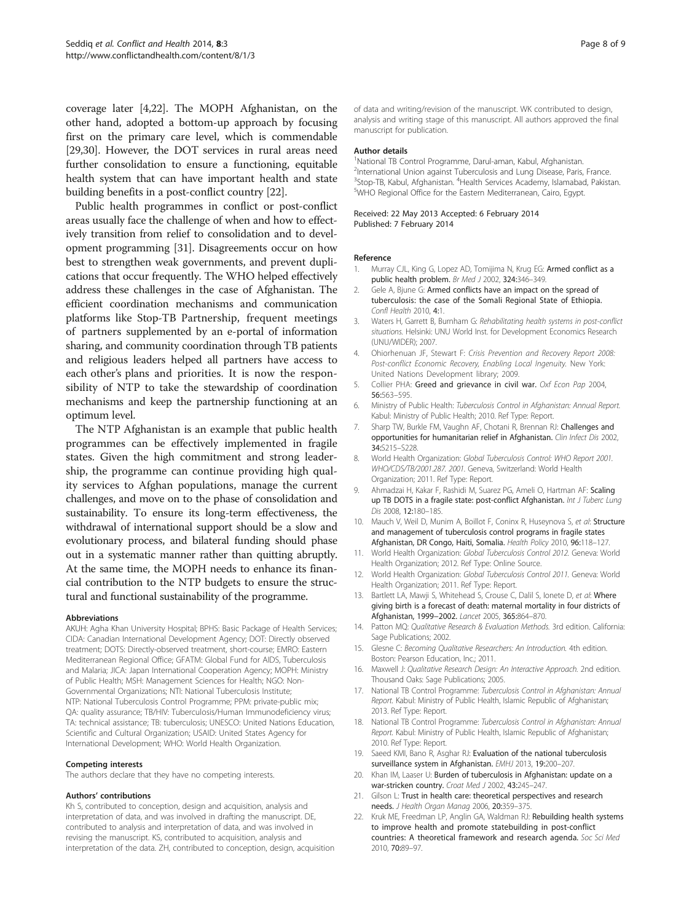coverage later [4,22]. The MOPH Afghanistan, on the other hand, adopted a bottom-up approach by focusing first on the primary care level, which is commendable [29,30]. However, the DOT services in rural areas need further consolidation to ensure a functioning, equitable health system that can have important health and state building benefits in a post-conflict country [22].

Public health programmes in conflict or post-conflict areas usually face the challenge of when and how to effectively transition from relief to consolidation and to development programming [31]. Disagreements occur on how best to strengthen weak governments, and prevent duplications that occur frequently. The WHO helped effectively address these challenges in the case of Afghanistan. The efficient coordination mechanisms and communication platforms like Stop-TB Partnership, frequent meetings of partners supplemented by an e-portal of information sharing, and community coordination through TB patients and religious leaders helped all partners have access to each other's plans and priorities. It is now the responsibility of NTP to take the stewardship of coordination mechanisms and keep the partnership functioning at an optimum level.

The NTP Afghanistan is an example that public health programmes can be effectively implemented in fragile states. Given the high commitment and strong leadership, the programme can continue providing high quality services to Afghan populations, manage the current challenges, and move on to the phase of consolidation and sustainability. To ensure its long-term effectiveness, the withdrawal of international support should be a slow and evolutionary process, and bilateral funding should phase out in a systematic manner rather than quitting abruptly. At the same time, the MOPH needs to enhance its financial contribution to the NTP budgets to ensure the structural and functional sustainability of the programme.

#### Abbreviations

AKUH: Agha Khan University Hospital; BPHS: Basic Package of Health Services; CIDA: Canadian International Development Agency; DOT: Directly observed treatment; DOTS: Directly-observed treatment, short-course; EMRO: Eastern Mediterranean Regional Office; GFATM: Global Fund for AIDS, Tuberculosis and Malaria; JICA: Japan International Cooperation Agency; MOPH: Ministry of Public Health; MSH: Management Sciences for Health; NGO: Non-Governmental Organizations; NTI: National Tuberculosis Institute; NTP: National Tuberculosis Control Programme; PPM: private-public mix; QA: quality assurance; TB/HIV: Tuberculosis/Human Immunodeficiency virus; TA: technical assistance; TB: tuberculosis; UNESCO: United Nations Education, Scientific and Cultural Organization; USAID: United States Agency for International Development; WHO: World Health Organization.

#### Competing interests

The authors declare that they have no competing interests.

#### Authors' contributions

Kh S, contributed to conception, design and acquisition, analysis and interpretation of data, and was involved in drafting the manuscript. DE, contributed to analysis and interpretation of data, and was involved in revising the manuscript. KS, contributed to acquisition, analysis and interpretation of the data. ZH, contributed to conception, design, acquisition of data and writing/revision of the manuscript. WK contributed to design, analysis and writing stage of this manuscript. All authors approved the final manuscript for publication.

#### Author details

[1]National TB Control Programme, Darul-aman, Kabul, Afghanistan. [2]International Union against Tuberculosis and Lung Disease, Paris, France. [3]Stop-TB, Kabul, Afghanistan. [4]Health Services Academy, Islamabad, Pakistan. [5]WHO Regional Office for the Eastern Mediterranean, Cairo, Egypt.

Received: 22 May 2013 Accepted: 6 February 2014
Published: 7 February 2014

#### Reference

1. Murray CJL, King G, Lopez AD, Tomijima N, Krug EG: **Armed conflict as a public health problem.** *Br Med J* 2002, **324:**346–349.
2. Gele A, Bjune G: **Armed conflicts have an impact on the spread of tuberculosis: the case of the Somali Regional State of Ethiopia.** *Confl Health* 2010, **4:**1.
3. Waters H, Garrett B, Burnham G: *Rehabilitating health systems in post-conflict situations.* Helsinki: UNU World Inst. for Development Economics Research (UNU/WIDER); 2007.
4. Ohiorhenuan JF, Stewart F: *Crisis Prevention and Recovery Report 2008: Post-conflict Economic Recovery, Enabling Local Ingenuity.* New York: United Nations Development library; 2009.
5. Collier PHA: **Greed and grievance in civil war.** *Oxf Econ Pap* 2004, **56:**563–595.
6. Ministry of Public Health: *Tuberculosis Control in Afghanistan: Annual Report.* Kabul: Ministry of Public Health; 2010. Ref Type: Report.
7. Sharp TW, Burkle FM, Vaughn AF, Chotani R, Brennan RJ: **Challenges and opportunities for humanitarian relief in Afghanistan.** *Clin Infect Dis* 2002, **34:**S215–S228.
8. World Health Organization: *Global Tuberculosis Control: WHO Report 2001. WHO/CDS/TB/2001.287. 2001.* Geneva, Switzerland: World Health Organization; 2011. Ref Type: Report.
9. Ahmadzai H, Kakar F, Rashidi M, Suarez PG, Ameli O, Hartman AF: **Scaling up TB DOTS in a fragile state: post-conflict Afghanistan.** *Int J Tuberc Lung Dis* 2008, **12:**180–185.
10. Mauch V, Weil D, Munim A, Boillot F, Coninx R, Huseynova S, *et al*: **Structure and management of tuberculosis control programs in fragile states Afghanistan, DR Congo, Haiti, Somalia.** *Health Policy* 2010, **96:**118–127.
11. World Health Organization: *Global Tuberculosis Control 2012.* Geneva: World Health Organization; 2012. Ref Type: Online Source.
12. World Health Organization: *Global Tuberculosis Control 2011.* Geneva: World Health Organization; 2011. Ref Type: Report.
13. Bartlett LA, Mawji S, Whitehead S, Crouse C, Dalil S, Ionete D, *et al*: **Where giving birth is a forecast of death: maternal mortality in four districts of Afghanistan, 1999–2002.** *Lancet* 2005, **365:**864–870.
14. Patton MQ: *Qualitative Research & Evaluation Methods.* 3rd edition. California: Sage Publications; 2002.
15. Glesne C: *Becoming Qualitative Researchers: An Introduction.* 4th edition. Boston: Pearson Education, Inc.; 2011.
16. Maxwell J: *Qualitative Research Design: An Interactive Approach.* 2nd edition. Thousand Oaks: Sage Publications; 2005.
17. National TB Control Programme: *Tuberculosis Control in Afghanistan: Annual Report.* Kabul: Ministry of Public Health, Islamic Republic of Afghanistan; 2013. Ref Type: Report.
18. National TB Control Programme: *Tuberculosis Control in Afghanistan: Annual Report.* Kabul: Ministry of Public Health, Islamic Republic of Afghanistan; 2010. Ref Type: Report.
19. Saeed KMI, Bano R, Asghar RJ: **Evaluation of the national tuberculosis surveillance system in Afghanistan.** *EMHJ* 2013, **19:**200–207.
20. Khan IM, Laaser U: **Burden of tuberculosis in Afghanistan: update on a war-stricken country.** *Croat Med J* 2002, **43:**245–247.
21. Gilson L: **Trust in health care: theoretical perspectives and research needs.** *J Health Organ Manag* 2006, **20:**359–375.
22. Kruk ME, Freedman LP, Anglin GA, Waldman RJ: **Rebuilding health systems to improve health and promote statebuilding in post-conflict countries: A theoretical framework and research agenda.** *Soc Sci Med* 2010, **70:**89–97.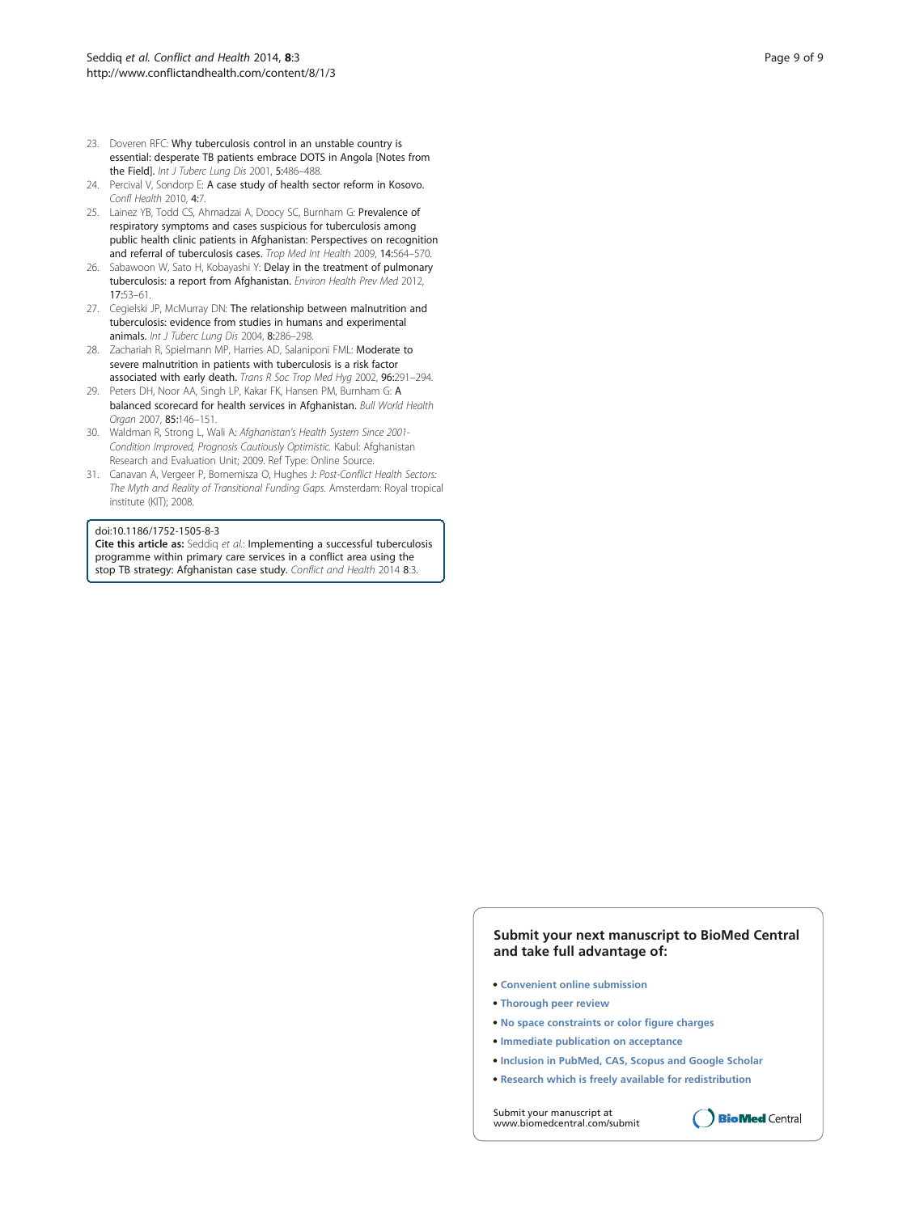23. Doveren RFC: Why tuberculosis control in an unstable country is essential: desperate TB patients embrace DOTS in Angola [Notes from the Field]. *Int J Tuberc Lung Dis* 2001, **5**:486–488.
24. Percival V, Sondorp E: A case study of health sector reform in Kosovo. *Confl Health* 2010, **4**:7.
25. Lainez YB, Todd CS, Ahmadzai A, Doocy SC, Burnham G: Prevalence of respiratory symptoms and cases suspicious for tuberculosis among public health clinic patients in Afghanistan: Perspectives on recognition and referral of tuberculosis cases. *Trop Med Int Health* 2009, **14**:564–570.
26. Sabawoon W, Sato H, Kobayashi Y: Delay in the treatment of pulmonary tuberculosis: a report from Afghanistan. *Environ Health Prev Med* 2012, **17**:53–61.
27. Cegielski JP, McMurray DN: The relationship between malnutrition and tuberculosis: evidence from studies in humans and experimental animals. *Int J Tuberc Lung Dis* 2004, **8**:286–298.
28. Zachariah R, Spielmann MP, Harries AD, Salaniponi FML: Moderate to severe malnutrition in patients with tuberculosis is a risk factor associated with early death. *Trans R Soc Trop Med Hyg* 2002, **96**:291–294.
29. Peters DH, Noor AA, Singh LP, Kakar FK, Hansen PM, Burnham G: A balanced scorecard for health services in Afghanistan. *Bull World Health Organ* 2007, **85**:146–151.
30. Waldman R, Strong L, Wali A: *Afghanistan's Health System Since 2001- Condition Improved, Prognosis Cautiously Optimistic.* Kabul: Afghanistan Research and Evaluation Unit; 2009. Ref Type: Online Source.
31. Canavan A, Vergeer P, Bornemisza O, Hughes J: *Post-Conflict Health Sectors: The Myth and Reality of Transitional Funding Gaps.* Amsterdam: Royal tropical institute (KIT); 2008.

doi:10.1186/1752-1505-8-3
**Cite this article as:** Seddiq *et al.*: Implementing a successful tuberculosis programme within primary care services in a conflict area using the stop TB strategy: Afghanistan case study. *Conflict and Health* 2014 **8**:3.

**Submit your next manuscript to BioMed Central and take full advantage of:**

- Convenient online submission
- Thorough peer review
- No space constraints or color figure charges
- Immediate publication on acceptance
- Inclusion in PubMed, CAS, Scopus and Google Scholar
- Research which is freely available for redistribution

Submit your manuscript at
www.biomedcentral.com/submit

BioMed Central